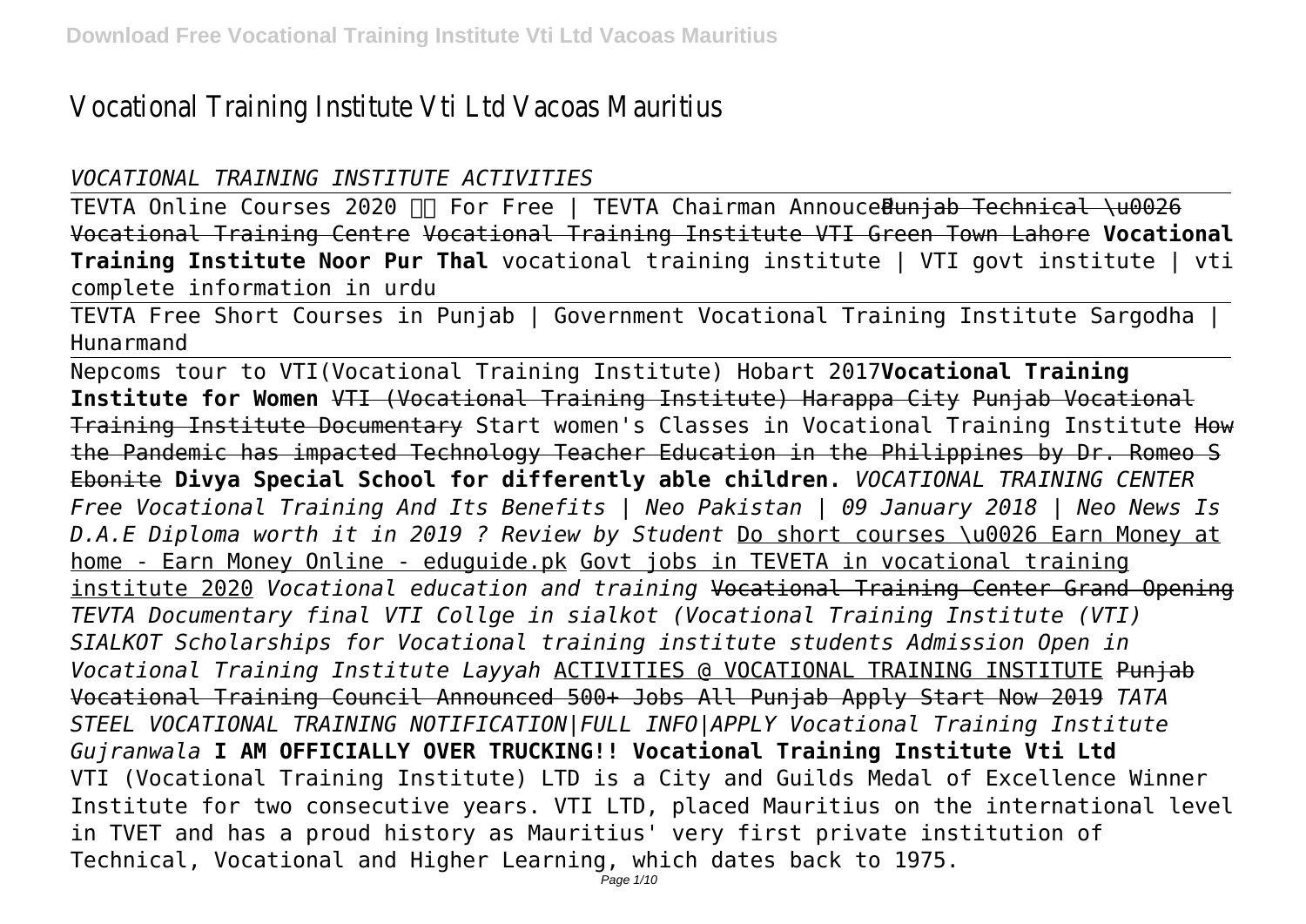# Vocational Training Institute Vti Ltd Vacoas Mauritius

*VOCATIONAL TRAINING INSTITUTE ACTIVITIES*

TEVTA Online Courses 2020 For Free | TEVTA Chairman Annouced ~~Punjab Technical \u0026 Vocational Training Centre~~ ~~Vocational Training Institute VTI Green Town Lahore~~ **Vocational Training Institute Noor Pur Thal** vocational training institute | VTI govt institute | vti complete information in urdu

TEVTA Free Short Courses in Punjab | Government Vocational Training Institute Sargodha | Hunarmand

Nepcoms tour to VTI(Vocational Training Institute) Hobart 2017 **Vocational Training Institute for Women** ~~VTI (Vocational Training Institute) Harappa City~~ ~~Punjab Vocational Training Institute Documentary~~ Start women's Classes in Vocational Training Institute ~~How the Pandemic has impacted Technology Teacher Education in the Philippines by Dr. Romeo S Ebonite~~ **Divya Special School for differently able children.** *VOCATIONAL TRAINING CENTER Free Vocational Training And Its Benefits | Neo Pakistan | 09 January 2018 | Neo News Is D.A.E Diploma worth it in 2019 ? Review by Student* Do short courses \u0026 Earn Money at home - Earn Money Online - eduguide.pk Govt jobs in TEVETA in vocational training institute 2020 *Vocational education and training* ~~Vocational Training Center Grand Opening~~ *TEVTA Documentary final VTI Collge in sialkot (Vocational Training Institute (VTI) SIALKOT Scholarships for Vocational training institute students Admission Open in Vocational Training Institute Layyah* ACTIVITIES @ VOCATIONAL TRAINING INSTITUTE ~~Punjab Vocational Training Council Announced 500+ Jobs All Punjab Apply Start Now 2019~~ *TATA STEEL VOCATIONAL TRAINING NOTIFICATION|FULL INFO|APPLY Vocational Training Institute Gujranwala* **I AM OFFICIALLY OVER TRUCKING!! Vocational Training Institute Vti Ltd**

VTI (Vocational Training Institute) LTD is a City and Guilds Medal of Excellence Winner Institute for two consecutive years. VTI LTD, placed Mauritius on the international level in TVET and has a proud history as Mauritius' very first private institution of Technical, Vocational and Higher Learning, which dates back to 1975.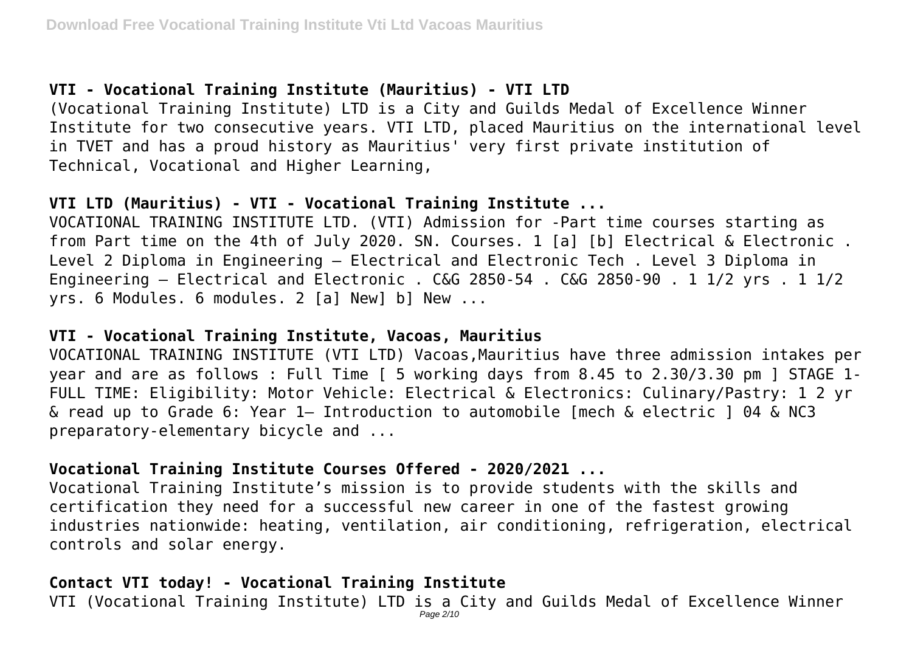**VTI - Vocational Training Institute (Mauritius) - VTI LTD**

(Vocational Training Institute) LTD is a City and Guilds Medal of Excellence Winner Institute for two consecutive years. VTI LTD, placed Mauritius on the international level in TVET and has a proud history as Mauritius' very first private institution of Technical, Vocational and Higher Learning,

**VTI LTD (Mauritius) - VTI - Vocational Training Institute ...**

VOCATIONAL TRAINING INSTITUTE LTD. (VTI) Admission for -Part time courses starting as from Part time on the 4th of July 2020. SN. Courses. 1 [a] [b] Electrical & Electronic . Level 2 Diploma in Engineering – Electrical and Electronic Tech . Level 3 Diploma in Engineering – Electrical and Electronic . C&G 2850-54 . C&G 2850-90 . 1 1/2 yrs . 1 1/2 yrs. 6 Modules. 6 modules. 2 [a] New] b] New ...

**VTI - Vocational Training Institute, Vacoas, Mauritius**

VOCATIONAL TRAINING INSTITUTE (VTI LTD) Vacoas,Mauritius have three admission intakes per year and are as follows : Full Time [ 5 working days from 8.45 to 2.30/3.30 pm ] STAGE 1- FULL TIME: Eligibility: Motor Vehicle: Electrical & Electronics: Culinary/Pastry: 1 2 yr & read up to Grade 6: Year 1– Introduction to automobile [mech & electric ] 04 & NC3 preparatory-elementary bicycle and ...

**Vocational Training Institute Courses Offered - 2020/2021 ...**

Vocational Training Institute's mission is to provide students with the skills and certification they need for a successful new career in one of the fastest growing industries nationwide: heating, ventilation, air conditioning, refrigeration, electrical controls and solar energy.

**Contact VTI today! - Vocational Training Institute**

VTI (Vocational Training Institute) LTD is a City and Guilds Medal of Excellence Winner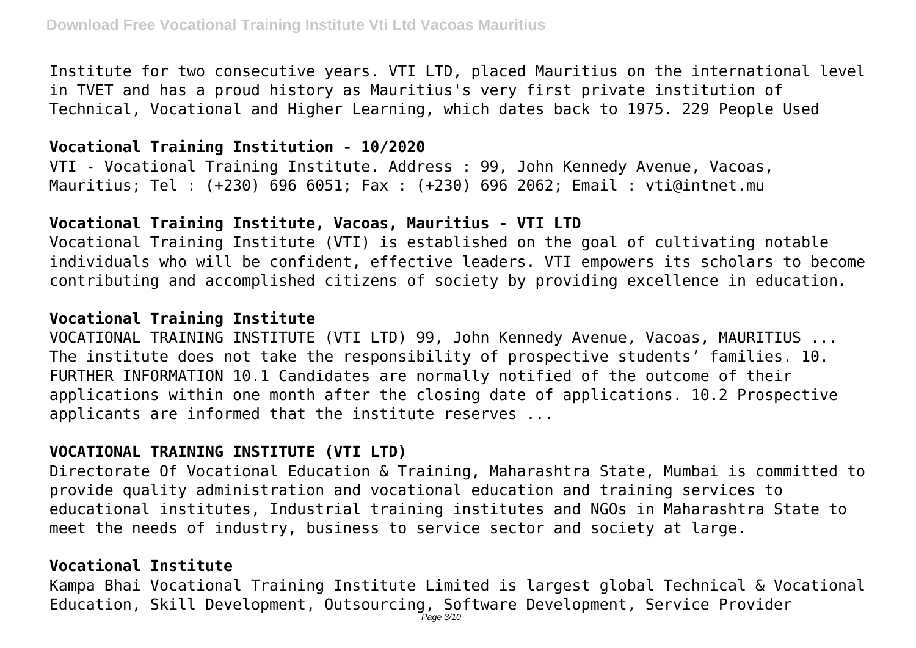Institute for two consecutive years. VTI LTD, placed Mauritius on the international level in TVET and has a proud history as Mauritius's very first private institution of Technical, Vocational and Higher Learning, which dates back to 1975. 229 People Used

**Vocational Training Institution - 10/2020**

VTI - Vocational Training Institute. Address : 99, John Kennedy Avenue, Vacoas, Mauritius; Tel : (+230) 696 6051; Fax : (+230) 696 2062; Email : vti@intnet.mu

**Vocational Training Institute, Vacoas, Mauritius - VTI LTD**

Vocational Training Institute (VTI) is established on the goal of cultivating notable individuals who will be confident, effective leaders. VTI empowers its scholars to become contributing and accomplished citizens of society by providing excellence in education.

**Vocational Training Institute**

VOCATIONAL TRAINING INSTITUTE (VTI LTD) 99, John Kennedy Avenue, Vacoas, MAURITIUS ... The institute does not take the responsibility of prospective students' families. 10. FURTHER INFORMATION 10.1 Candidates are normally notified of the outcome of their applications within one month after the closing date of applications. 10.2 Prospective applicants are informed that the institute reserves ...

**VOCATIONAL TRAINING INSTITUTE (VTI LTD)**

Directorate Of Vocational Education & Training, Maharashtra State, Mumbai is committed to provide quality administration and vocational education and training services to educational institutes, Industrial training institutes and NGOs in Maharashtra State to meet the needs of industry, business to service sector and society at large.

**Vocational Institute**

Kampa Bhai Vocational Training Institute Limited is largest global Technical & Vocational Education, Skill Development, Outsourcing, Software Development, Service Provider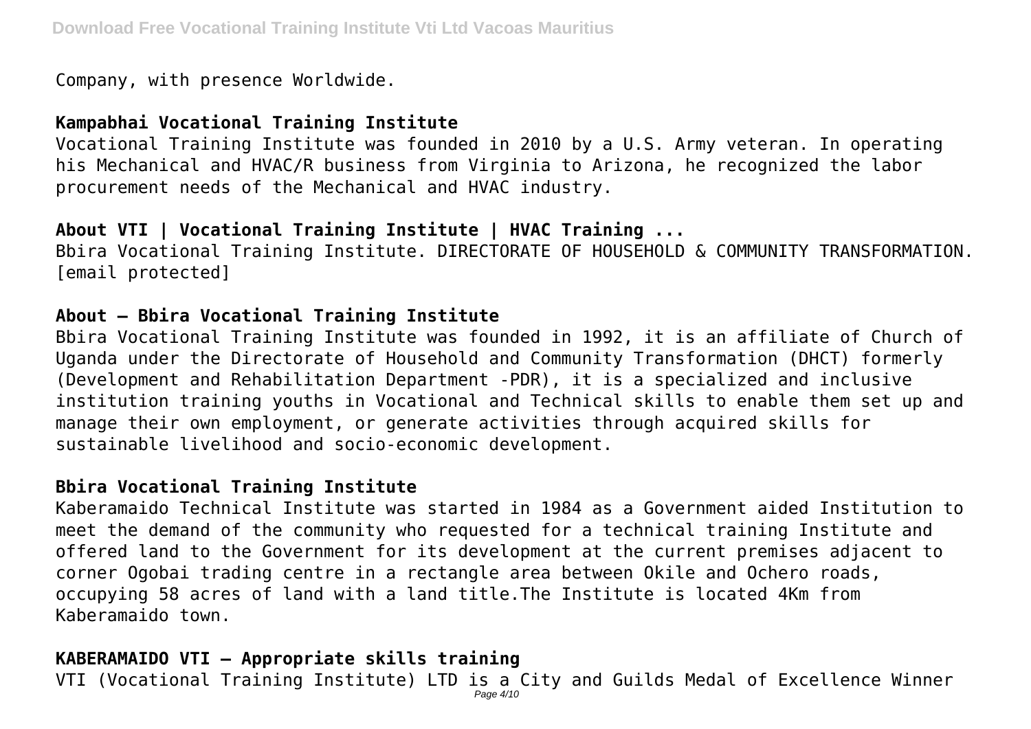Company, with presence Worldwide.

**Kampabhai Vocational Training Institute**

Vocational Training Institute was founded in 2010 by a U.S. Army veteran. In operating his Mechanical and HVAC/R business from Virginia to Arizona, he recognized the labor procurement needs of the Mechanical and HVAC industry.

**About VTI | Vocational Training Institute | HVAC Training ...**

Bbira Vocational Training Institute. DIRECTORATE OF HOUSEHOLD & COMMUNITY TRANSFORMATION. [email protected]

**About – Bbira Vocational Training Institute**

Bbira Vocational Training Institute was founded in 1992, it is an affiliate of Church of Uganda under the Directorate of Household and Community Transformation (DHCT) formerly (Development and Rehabilitation Department -PDR), it is a specialized and inclusive institution training youths in Vocational and Technical skills to enable them set up and manage their own employment, or generate activities through acquired skills for sustainable livelihood and socio-economic development.

**Bbira Vocational Training Institute**

Kaberamaido Technical Institute was started in 1984 as a Government aided Institution to meet the demand of the community who requested for a technical training Institute and offered land to the Government for its development at the current premises adjacent to corner Ogobai trading centre in a rectangle area between Okile and Ochero roads, occupying 58 acres of land with a land title.The Institute is located 4Km from Kaberamaido town.

**KABERAMAIDO VTI – Appropriate skills training**

VTI (Vocational Training Institute) LTD is a City and Guilds Medal of Excellence Winner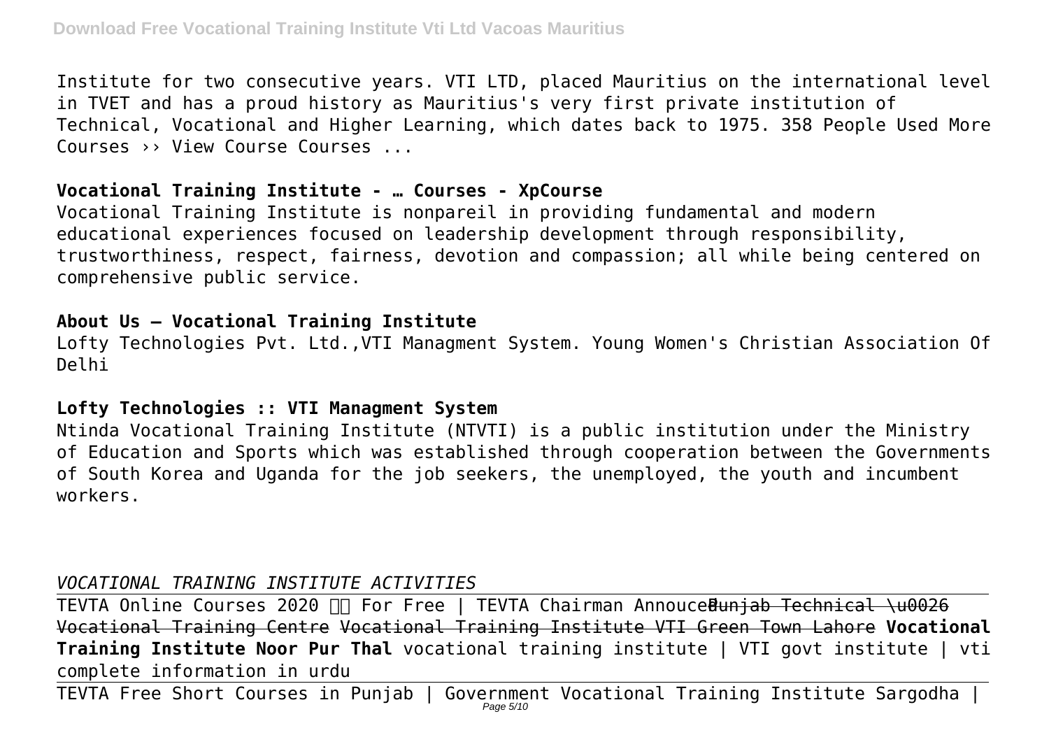Institute for two consecutive years. VTI LTD, placed Mauritius on the international level in TVET and has a proud history as Mauritius's very first private institution of Technical, Vocational and Higher Learning, which dates back to 1975. 358 People Used More Courses ›› View Course Courses ...

**Vocational Training Institute - … Courses - XpCourse**

Vocational Training Institute is nonpareil in providing fundamental and modern educational experiences focused on leadership development through responsibility, trustworthiness, respect, fairness, devotion and compassion; all while being centered on comprehensive public service.

**About Us – Vocational Training Institute**

Lofty Technologies Pvt. Ltd.,VTI Managment System. Young Women's Christian Association Of Delhi

**Lofty Technologies :: VTI Managment System**

Ntinda Vocational Training Institute (NTVTI) is a public institution under the Ministry of Education and Sports which was established through cooperation between the Governments of South Korea and Uganda for the job seekers, the unemployed, the youth and incumbent workers.

*VOCATIONAL TRAINING INSTITUTE ACTIVITIES*

---

TEVTA Online Courses 2020 For Free | TEVTA Chairman Annouced ~~Punjab Technical \u0026 Vocational Training Centre~~ ~~Vocational Training Institute VTI Green Town Lahore~~ **Vocational Training Institute Noor Pur Thal** vocational training institute | VTI govt institute | vti complete information in urdu

---

TEVTA Free Short Courses in Punjab | Government Vocational Training Institute Sargodha |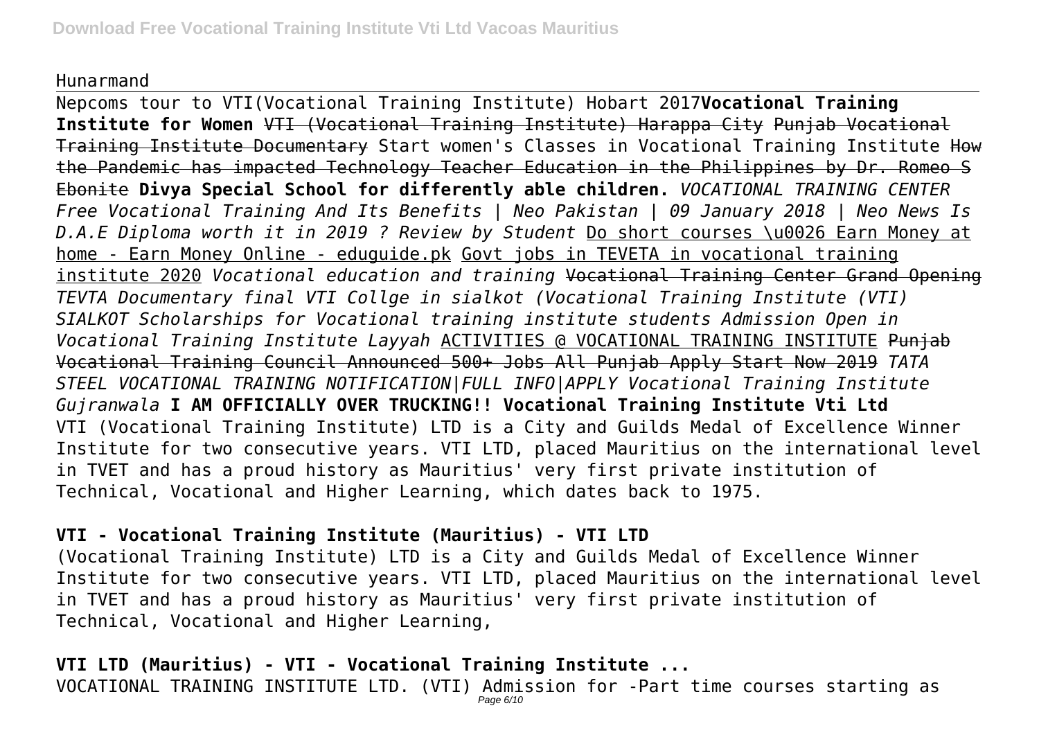Hunarmand

Nepcoms tour to VTI(Vocational Training Institute) Hobart 2017**Vocational Training Institute for Women** ~~VTI (Vocational Training Institute) Harappa City~~ ~~Punjab Vocational Training Institute Documentary~~ Start women's Classes in Vocational Training Institute ~~How the Pandemic has impacted Technology Teacher Education in the Philippines by Dr. Romeo S Ebonite~~ **Divya Special School for differently able children.** *VOCATIONAL TRAINING CENTER Free Vocational Training And Its Benefits | Neo Pakistan | 09 January 2018 | Neo News Is D.A.E Diploma worth it in 2019 ? Review by Student* Do short courses \u0026 Earn Money at home - Earn Money Online - eduguide.pk Govt jobs in TEVETA in vocational training institute 2020 *Vocational education and training* ~~Vocational Training Center Grand Opening~~ *TEVTA Documentary final VTI Collge in sialkot (Vocational Training Institute (VTI) SIALKOT Scholarships for Vocational training institute students Admission Open in Vocational Training Institute Layyah* ACTIVITIES @ VOCATIONAL TRAINING INSTITUTE ~~Punjab Vocational Training Council Announced 500+ Jobs All Punjab Apply Start Now 2019~~ *TATA STEEL VOCATIONAL TRAINING NOTIFICATION|FULL INFO|APPLY Vocational Training Institute Gujranwala* **I AM OFFICIALLY OVER TRUCKING!! Vocational Training Institute Vti Ltd**

VTI (Vocational Training Institute) LTD is a City and Guilds Medal of Excellence Winner Institute for two consecutive years. VTI LTD, placed Mauritius on the international level in TVET and has a proud history as Mauritius' very first private institution of Technical, Vocational and Higher Learning, which dates back to 1975.

**VTI - Vocational Training Institute (Mauritius) - VTI LTD**

(Vocational Training Institute) LTD is a City and Guilds Medal of Excellence Winner Institute for two consecutive years. VTI LTD, placed Mauritius on the international level in TVET and has a proud history as Mauritius' very first private institution of Technical, Vocational and Higher Learning,

**VTI LTD (Mauritius) - VTI - Vocational Training Institute ...**

VOCATIONAL TRAINING INSTITUTE LTD. (VTI) Admission for -Part time courses starting as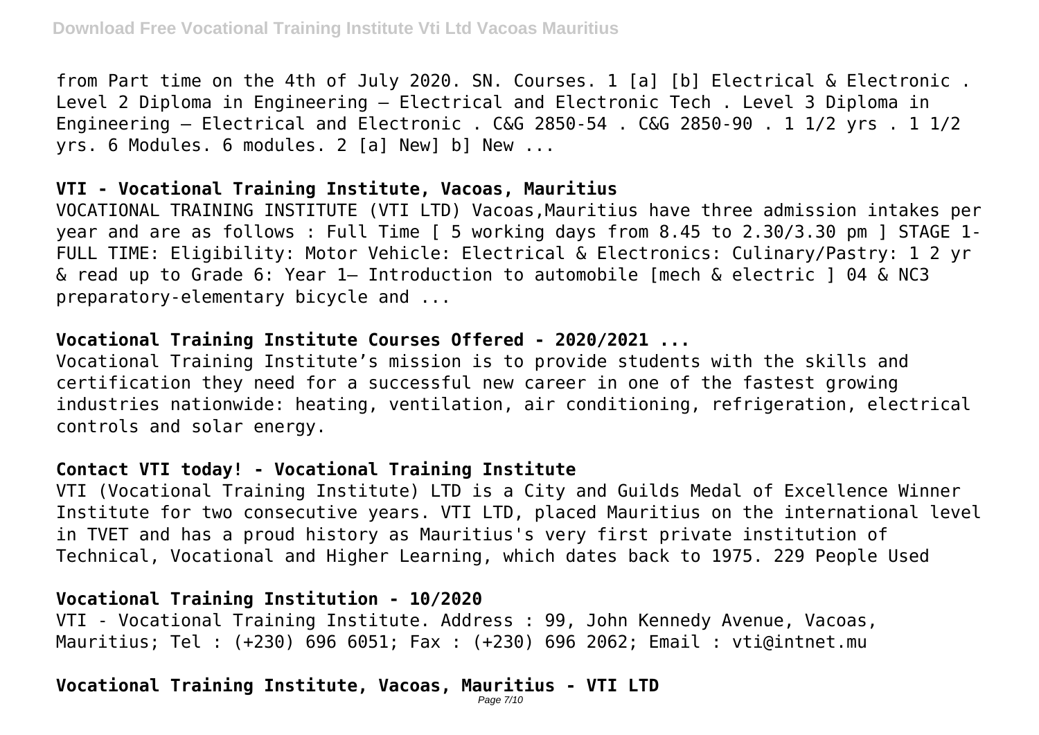from Part time on the 4th of July 2020. SN. Courses. 1 [a] [b] Electrical & Electronic . Level 2 Diploma in Engineering – Electrical and Electronic Tech . Level 3 Diploma in Engineering – Electrical and Electronic . C&G 2850-54 . C&G 2850-90 . 1 1/2 yrs . 1 1/2 yrs. 6 Modules. 6 modules. 2 [a] New] b] New ...

**VTI - Vocational Training Institute, Vacoas, Mauritius**

VOCATIONAL TRAINING INSTITUTE (VTI LTD) Vacoas,Mauritius have three admission intakes per year and are as follows : Full Time [ 5 working days from 8.45 to 2.30/3.30 pm ] STAGE 1- FULL TIME: Eligibility: Motor Vehicle: Electrical & Electronics: Culinary/Pastry: 1 2 yr & read up to Grade 6: Year 1– Introduction to automobile [mech & electric ] 04 & NC3 preparatory-elementary bicycle and ...

**Vocational Training Institute Courses Offered - 2020/2021 ...**

Vocational Training Institute's mission is to provide students with the skills and certification they need for a successful new career in one of the fastest growing industries nationwide: heating, ventilation, air conditioning, refrigeration, electrical controls and solar energy.

**Contact VTI today! - Vocational Training Institute**

VTI (Vocational Training Institute) LTD is a City and Guilds Medal of Excellence Winner Institute for two consecutive years. VTI LTD, placed Mauritius on the international level in TVET and has a proud history as Mauritius's very first private institution of Technical, Vocational and Higher Learning, which dates back to 1975. 229 People Used

**Vocational Training Institution - 10/2020**

VTI - Vocational Training Institute. Address : 99, John Kennedy Avenue, Vacoas, Mauritius; Tel : (+230) 696 6051; Fax : (+230) 696 2062; Email : vti@intnet.mu

**Vocational Training Institute, Vacoas, Mauritius - VTI LTD**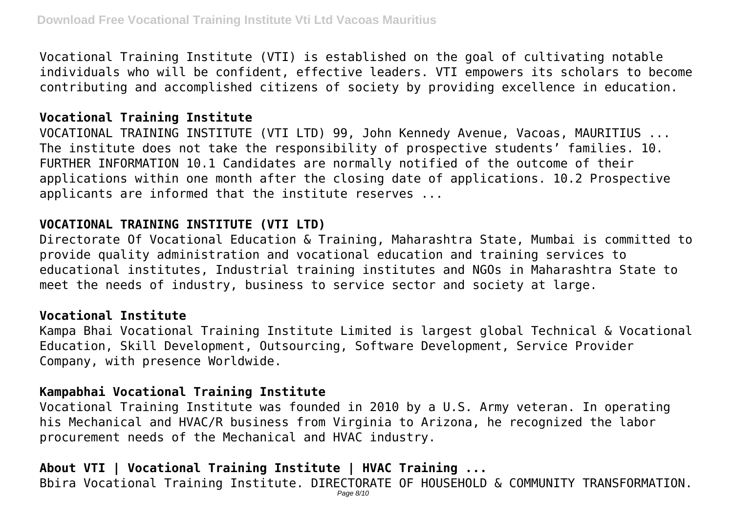Vocational Training Institute (VTI) is established on the goal of cultivating notable individuals who will be confident, effective leaders. VTI empowers its scholars to become contributing and accomplished citizens of society by providing excellence in education.

## Vocational Training Institute

VOCATIONAL TRAINING INSTITUTE (VTI LTD) 99, John Kennedy Avenue, Vacoas, MAURITIUS ... The institute does not take the responsibility of prospective students' families. 10. FURTHER INFORMATION 10.1 Candidates are normally notified of the outcome of their applications within one month after the closing date of applications. 10.2 Prospective applicants are informed that the institute reserves ...

## VOCATIONAL TRAINING INSTITUTE (VTI LTD)

Directorate Of Vocational Education & Training, Maharashtra State, Mumbai is committed to provide quality administration and vocational education and training services to educational institutes, Industrial training institutes and NGOs in Maharashtra State to meet the needs of industry, business to service sector and society at large.

## Vocational Institute

Kampa Bhai Vocational Training Institute Limited is largest global Technical & Vocational Education, Skill Development, Outsourcing, Software Development, Service Provider Company, with presence Worldwide.

## Kampabhai Vocational Training Institute

Vocational Training Institute was founded in 2010 by a U.S. Army veteran. In operating his Mechanical and HVAC/R business from Virginia to Arizona, he recognized the labor procurement needs of the Mechanical and HVAC industry.

## About VTI | Vocational Training Institute | HVAC Training ...

Bbira Vocational Training Institute. DIRECTORATE OF HOUSEHOLD & COMMUNITY TRANSFORMATION.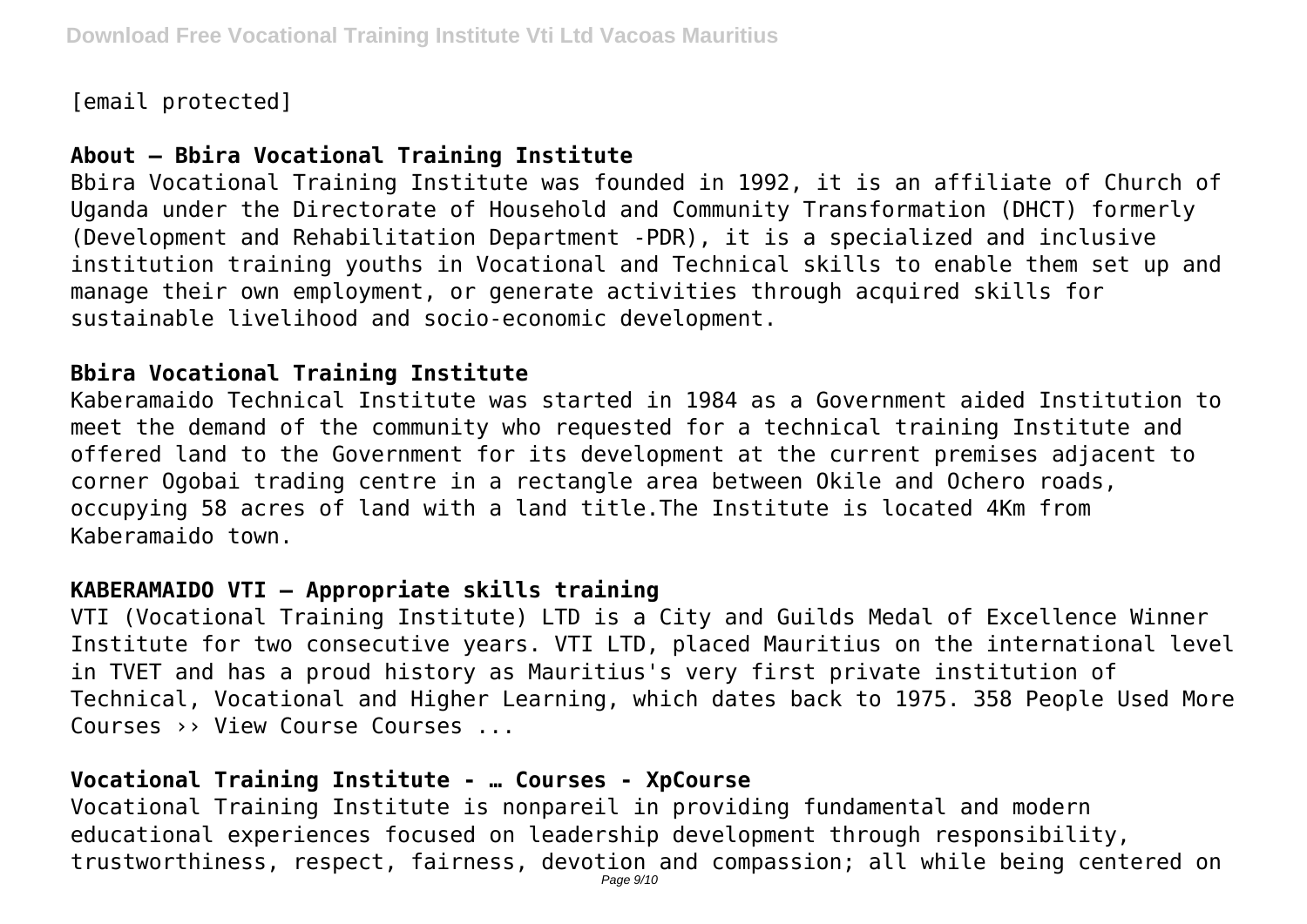[email protected]

### About – Bbira Vocational Training Institute

Bbira Vocational Training Institute was founded in 1992, it is an affiliate of Church of Uganda under the Directorate of Household and Community Transformation (DHCT) formerly (Development and Rehabilitation Department -PDR), it is a specialized and inclusive institution training youths in Vocational and Technical skills to enable them set up and manage their own employment, or generate activities through acquired skills for sustainable livelihood and socio-economic development.

### Bbira Vocational Training Institute

Kaberamaido Technical Institute was started in 1984 as a Government aided Institution to meet the demand of the community who requested for a technical training Institute and offered land to the Government for its development at the current premises adjacent to corner Ogobai trading centre in a rectangle area between Okile and Ochero roads, occupying 58 acres of land with a land title.The Institute is located 4Km from Kaberamaido town.

### KABERAMAIDO VTI – Appropriate skills training

VTI (Vocational Training Institute) LTD is a City and Guilds Medal of Excellence Winner Institute for two consecutive years. VTI LTD, placed Mauritius on the international level in TVET and has a proud history as Mauritius's very first private institution of Technical, Vocational and Higher Learning, which dates back to 1975. 358 People Used More Courses ›› View Course Courses ...

### Vocational Training Institute - … Courses - XpCourse

Vocational Training Institute is nonpareil in providing fundamental and modern educational experiences focused on leadership development through responsibility, trustworthiness, respect, fairness, devotion and compassion; all while being centered on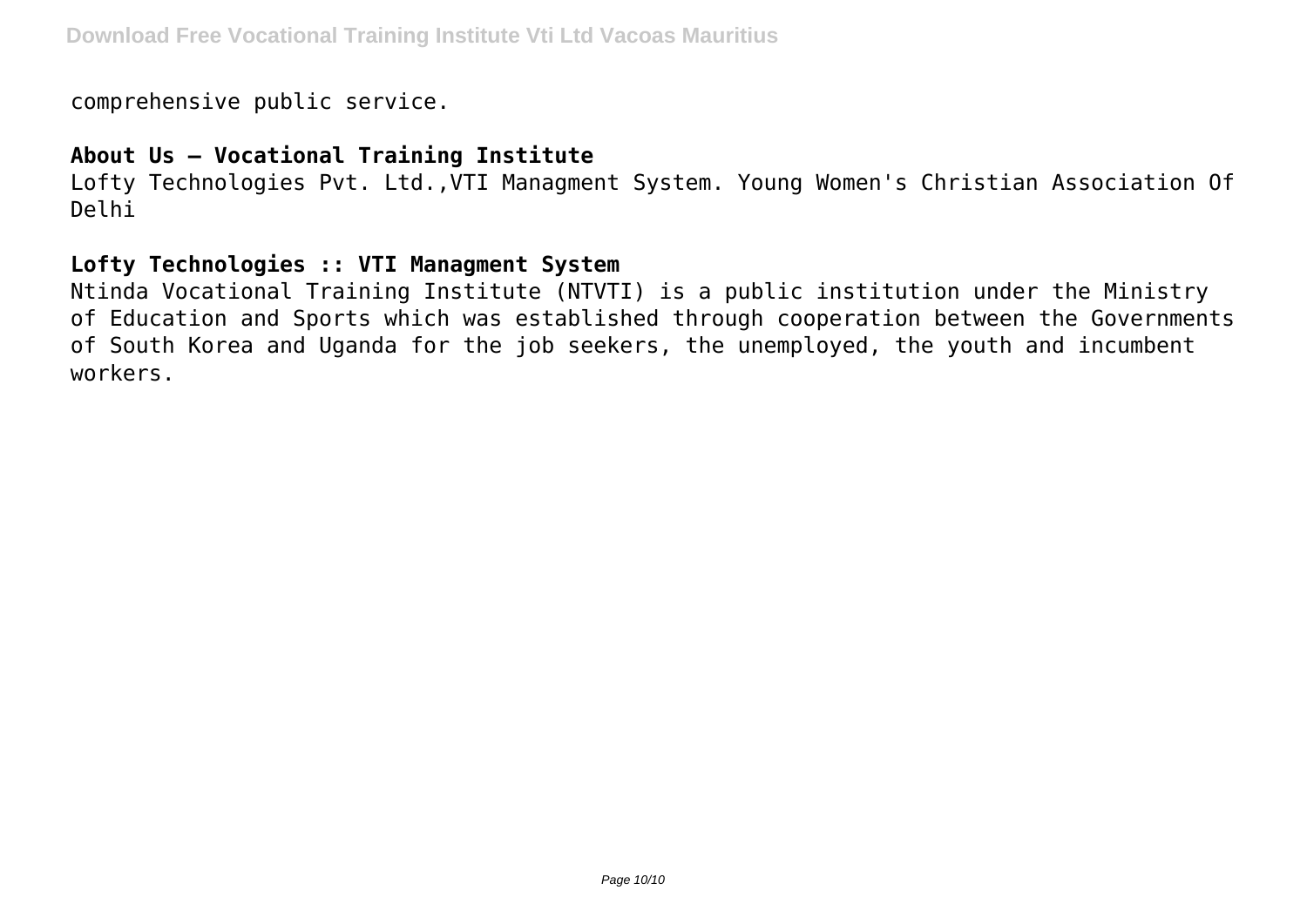comprehensive public service.

### About Us – Vocational Training Institute

Lofty Technologies Pvt. Ltd.,VTI Managment System. Young Women's Christian Association Of Delhi

### Lofty Technologies :: VTI Managment System

Ntinda Vocational Training Institute (NTVTI) is a public institution under the Ministry of Education and Sports which was established through cooperation between the Governments of South Korea and Uganda for the job seekers, the unemployed, the youth and incumbent workers.